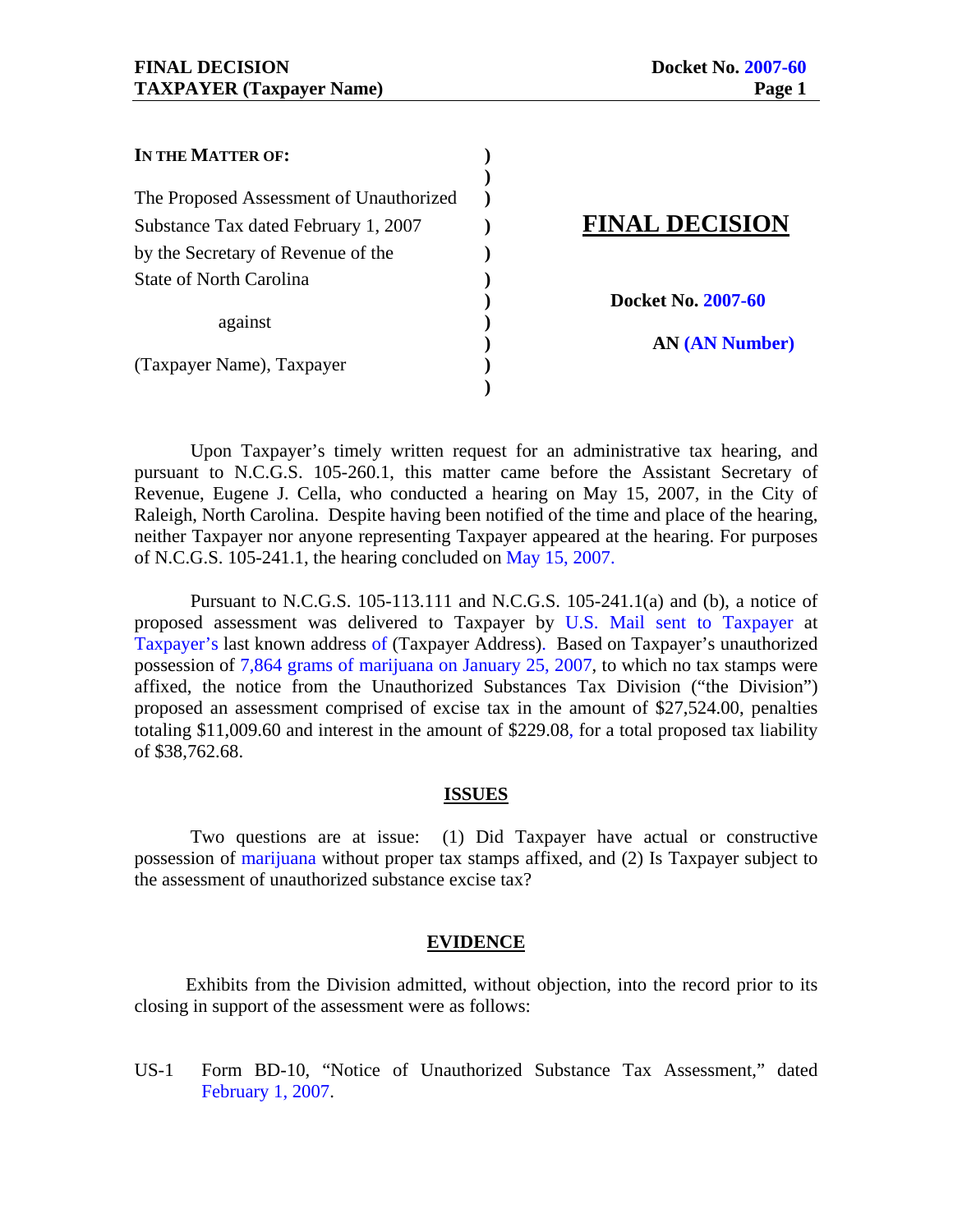| IN THE MATTER OF: | | |
|---|---|---|
| The Proposed Assessment of Unauthorized Substance Tax dated February 1, 2007 by the Secretary of Revenue of the State of North Carolina | ) | **FINAL DECISION** |
| against | ) | **Docket No. 2007-60** |
| (Taxpayer Name), Taxpayer | ) | **AN (AN Number)** |

Upon Taxpayer's timely written request for an administrative tax hearing, and pursuant to N.C.G.S. 105-260.1, this matter came before the Assistant Secretary of Revenue, Eugene J. Cella, who conducted a hearing on May 15, 2007, in the City of Raleigh, North Carolina. Despite having been notified of the time and place of the hearing, neither Taxpayer nor anyone representing Taxpayer appeared at the hearing. For purposes of N.C.G.S. 105-241.1, the hearing concluded on May 15, 2007.

Pursuant to N.C.G.S. 105-113.111 and N.C.G.S. 105-241.1(a) and (b), a notice of proposed assessment was delivered to Taxpayer by U.S. Mail sent to Taxpayer at Taxpayer's last known address of (Taxpayer Address). Based on Taxpayer's unauthorized possession of 7,864 grams of marijuana on January 25, 2007, to which no tax stamps were affixed, the notice from the Unauthorized Substances Tax Division ("the Division") proposed an assessment comprised of excise tax in the amount of $27,524.00, penalties totaling $11,009.60 and interest in the amount of $229.08, for a total proposed tax liability of $38,762.68.

## ISSUES

Two questions are at issue: (1) Did Taxpayer have actual or constructive possession of marijuana without proper tax stamps affixed, and (2) Is Taxpayer subject to the assessment of unauthorized substance excise tax?

## EVIDENCE

Exhibits from the Division admitted, without objection, into the record prior to its closing in support of the assessment were as follows:

US-1 Form BD-10, "Notice of Unauthorized Substance Tax Assessment," dated February 1, 2007.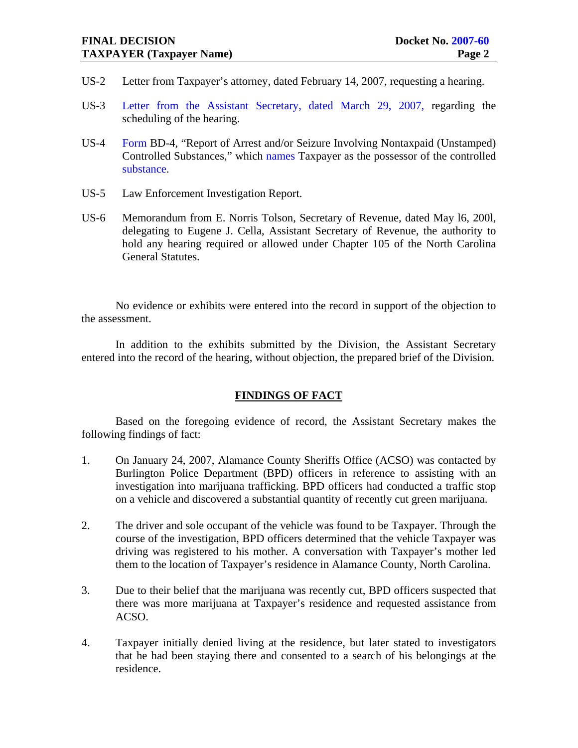US-2 Letter from Taxpayer's attorney, dated February 14, 2007, requesting a hearing.

US-3 Letter from the Assistant Secretary, dated March 29, 2007, regarding the scheduling of the hearing.

US-4 Form BD-4, "Report of Arrest and/or Seizure Involving Nontaxpaid (Unstamped) Controlled Substances," which names Taxpayer as the possessor of the controlled substance.

US-5 Law Enforcement Investigation Report.

US-6 Memorandum from E. Norris Tolson, Secretary of Revenue, dated May l6, 200l, delegating to Eugene J. Cella, Assistant Secretary of Revenue, the authority to hold any hearing required or allowed under Chapter 105 of the North Carolina General Statutes.

No evidence or exhibits were entered into the record in support of the objection to the assessment.

In addition to the exhibits submitted by the Division, the Assistant Secretary entered into the record of the hearing, without objection, the prepared brief of the Division.

## FINDINGS OF FACT

Based on the foregoing evidence of record, the Assistant Secretary makes the following findings of fact:

1. On January 24, 2007, Alamance County Sheriffs Office (ACSO) was contacted by Burlington Police Department (BPD) officers in reference to assisting with an investigation into marijuana trafficking. BPD officers had conducted a traffic stop on a vehicle and discovered a substantial quantity of recently cut green marijuana.

2. The driver and sole occupant of the vehicle was found to be Taxpayer. Through the course of the investigation, BPD officers determined that the vehicle Taxpayer was driving was registered to his mother. A conversation with Taxpayer's mother led them to the location of Taxpayer's residence in Alamance County, North Carolina.

3. Due to their belief that the marijuana was recently cut, BPD officers suspected that there was more marijuana at Taxpayer's residence and requested assistance from ACSO.

4. Taxpayer initially denied living at the residence, but later stated to investigators that he had been staying there and consented to a search of his belongings at the residence.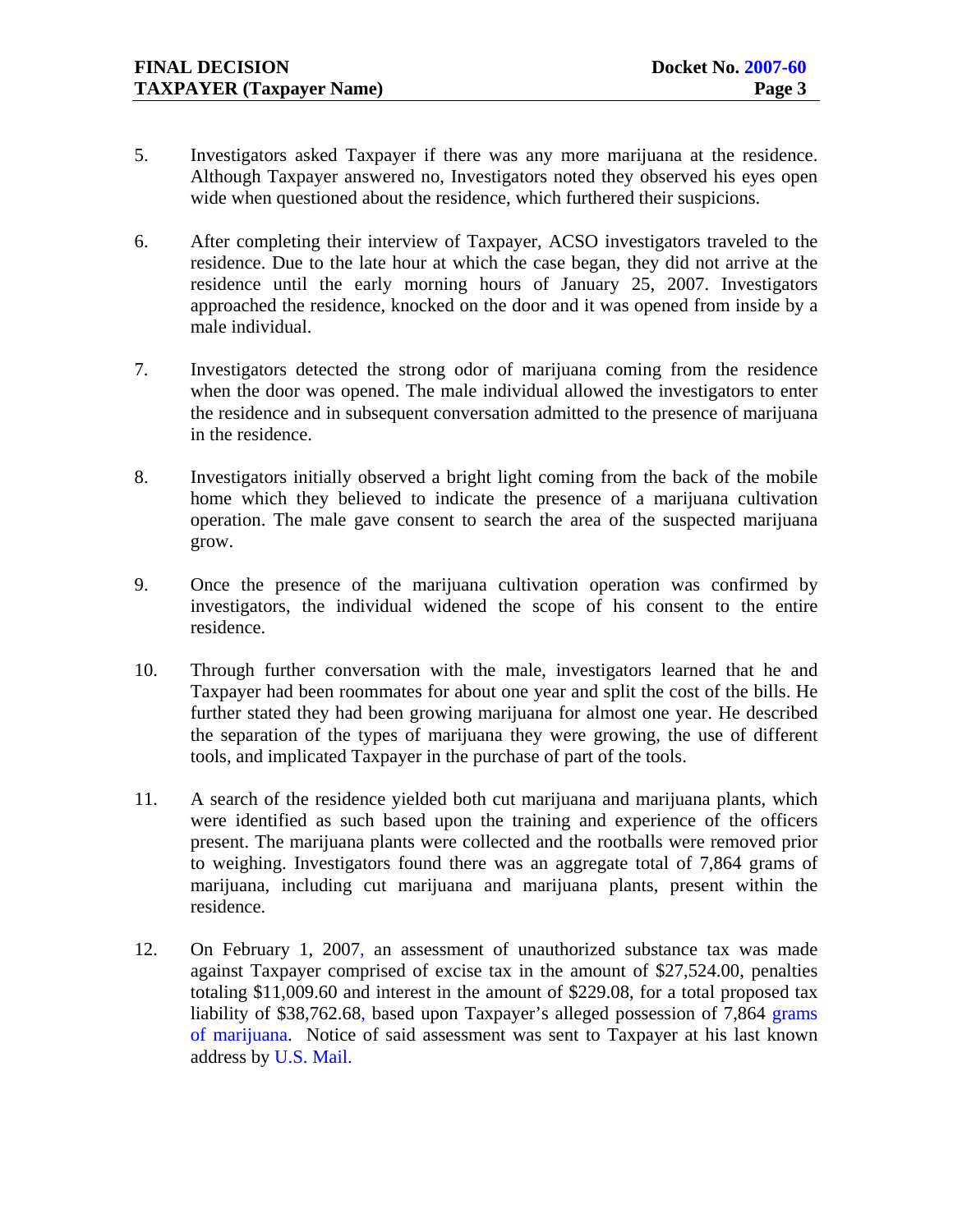5. Investigators asked Taxpayer if there was any more marijuana at the residence. Although Taxpayer answered no, Investigators noted they observed his eyes open wide when questioned about the residence, which furthered their suspicions.

6. After completing their interview of Taxpayer, ACSO investigators traveled to the residence. Due to the late hour at which the case began, they did not arrive at the residence until the early morning hours of January 25, 2007. Investigators approached the residence, knocked on the door and it was opened from inside by a male individual.

7. Investigators detected the strong odor of marijuana coming from the residence when the door was opened. The male individual allowed the investigators to enter the residence and in subsequent conversation admitted to the presence of marijuana in the residence.

8. Investigators initially observed a bright light coming from the back of the mobile home which they believed to indicate the presence of a marijuana cultivation operation. The male gave consent to search the area of the suspected marijuana grow.

9. Once the presence of the marijuana cultivation operation was confirmed by investigators, the individual widened the scope of his consent to the entire residence.

10. Through further conversation with the male, investigators learned that he and Taxpayer had been roommates for about one year and split the cost of the bills. He further stated they had been growing marijuana for almost one year. He described the separation of the types of marijuana they were growing, the use of different tools, and implicated Taxpayer in the purchase of part of the tools.

11. A search of the residence yielded both cut marijuana and marijuana plants, which were identified as such based upon the training and experience of the officers present. The marijuana plants were collected and the rootballs were removed prior to weighing. Investigators found there was an aggregate total of 7,864 grams of marijuana, including cut marijuana and marijuana plants, present within the residence.

12. On February 1, 2007, an assessment of unauthorized substance tax was made against Taxpayer comprised of excise tax in the amount of $27,524.00, penalties totaling $11,009.60 and interest in the amount of $229.08, for a total proposed tax liability of $38,762.68, based upon Taxpayer's alleged possession of 7,864 grams of marijuana. Notice of said assessment was sent to Taxpayer at his last known address by U.S. Mail.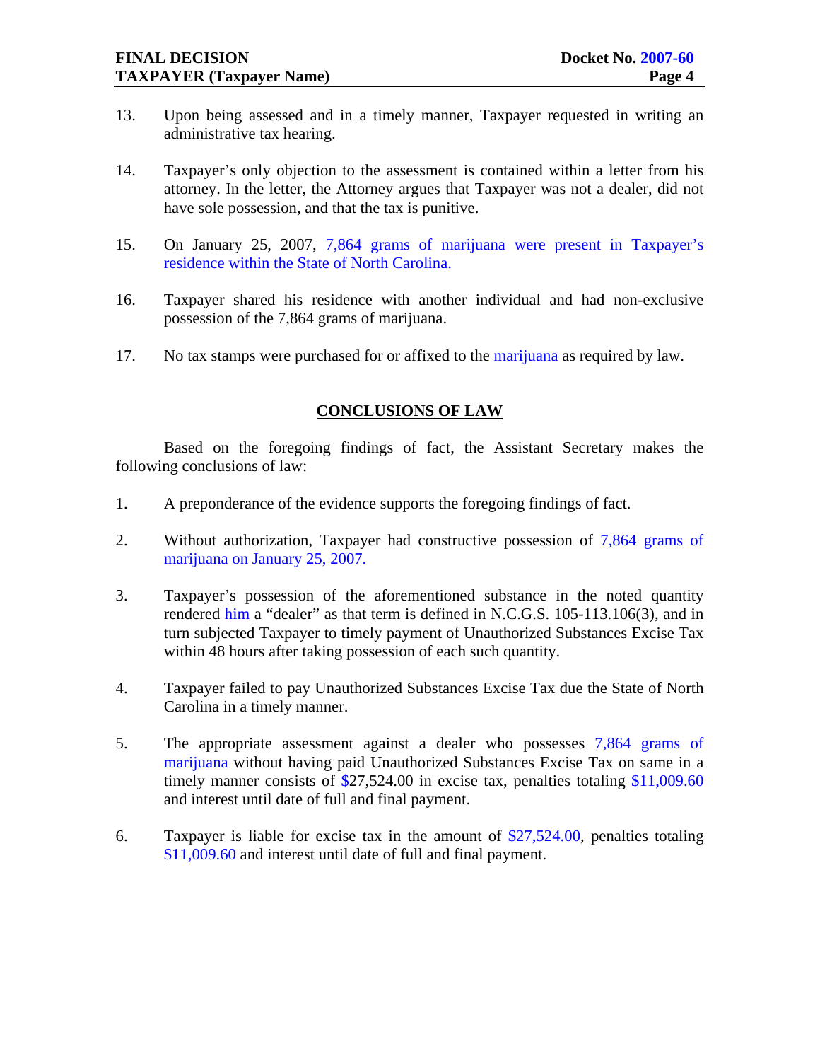13. Upon being assessed and in a timely manner, Taxpayer requested in writing an administrative tax hearing.

14. Taxpayer's only objection to the assessment is contained within a letter from his attorney. In the letter, the Attorney argues that Taxpayer was not a dealer, did not have sole possession, and that the tax is punitive.

15. On January 25, 2007, 7,864 grams of marijuana were present in Taxpayer's residence within the State of North Carolina.

16. Taxpayer shared his residence with another individual and had non-exclusive possession of the 7,864 grams of marijuana.

17. No tax stamps were purchased for or affixed to the marijuana as required by law.

## CONCLUSIONS OF LAW

Based on the foregoing findings of fact, the Assistant Secretary makes the following conclusions of law:

1. A preponderance of the evidence supports the foregoing findings of fact.

2. Without authorization, Taxpayer had constructive possession of 7,864 grams of marijuana on January 25, 2007.

3. Taxpayer's possession of the aforementioned substance in the noted quantity rendered him a "dealer" as that term is defined in N.C.G.S. 105-113.106(3), and in turn subjected Taxpayer to timely payment of Unauthorized Substances Excise Tax within 48 hours after taking possession of each such quantity.

4. Taxpayer failed to pay Unauthorized Substances Excise Tax due the State of North Carolina in a timely manner.

5. The appropriate assessment against a dealer who possesses 7,864 grams of marijuana without having paid Unauthorized Substances Excise Tax on same in a timely manner consists of $27,524.00 in excise tax, penalties totaling $11,009.60 and interest until date of full and final payment.

6. Taxpayer is liable for excise tax in the amount of $27,524.00, penalties totaling $11,009.60 and interest until date of full and final payment.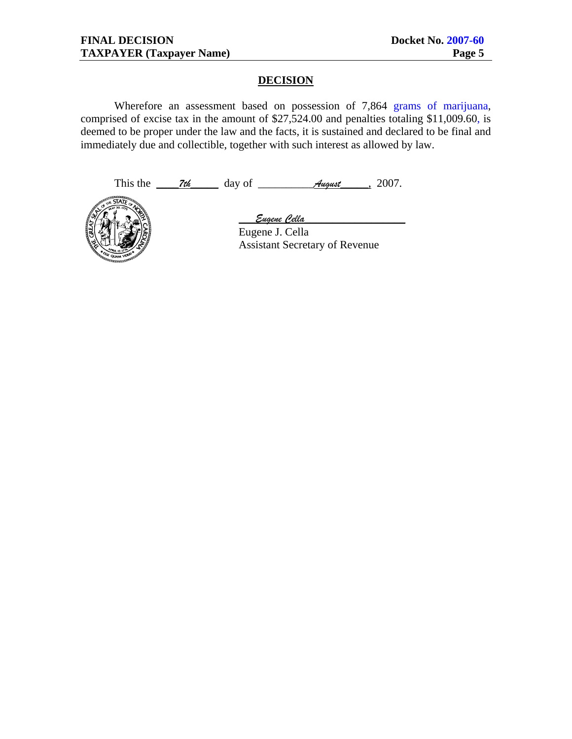## DECISION

Wherefore an assessment based on possession of 7,864 grams of marijuana, comprised of excise tax in the amount of $27,524.00 and penalties totaling $11,009.60, is deemed to be proper under the law and the facts, it is sustained and declared to be final and immediately due and collectible, together with such interest as allowed by law.

This the *7th* day of *August*, 2007.

*Eugene Cella*
Eugene J. Cella
Assistant Secretary of Revenue